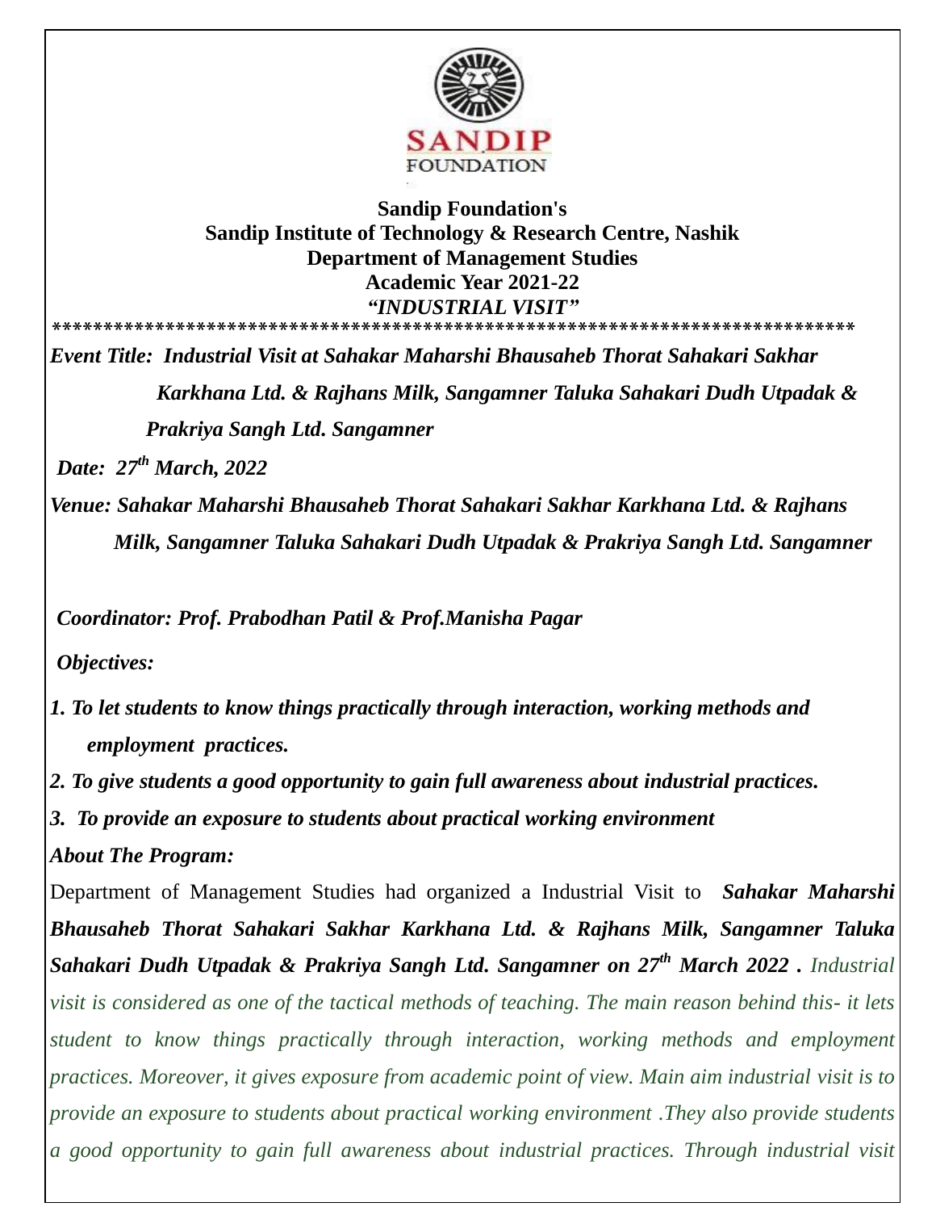**Sandip Foundation's**
**Sandip Institute of Technology & Research Centre, Nashik**
**Department of Management Studies**
**Academic Year 2021-22**
***"INDUSTRIAL VISIT"***

********************************************************************************

***Event Title: Industrial Visit at Sahakar Maharshi Bhausaheb Thorat Sahakari Sakhar Karkhana Ltd. & Rajhans Milk, Sangamner Taluka Sahakari Dudh Utpadak & Prakriya Sangh Ltd. Sangamner***

***Date: 27th March, 2022***

***Venue: Sahakar Maharshi Bhausaheb Thorat Sahakari Sakhar Karkhana Ltd. & Rajhans Milk, Sangamner Taluka Sahakari Dudh Utpadak & Prakriya Sangh Ltd. Sangamner***

***Coordinator: Prof. Prabodhan Patil & Prof.Manisha Pagar***

***Objectives:***

***1. To let students to know things practically through interaction, working methods and employment practices.***

***2. To give students a good opportunity to gain full awareness about industrial practices.***

***3. To provide an exposure to students about practical working environment***

***About The Program:***

Department of Management Studies had organized a Industrial Visit to ***Sahakar Maharshi Bhausaheb Thorat Sahakari Sakhar Karkhana Ltd. & Rajhans Milk, Sangamner Taluka Sahakari Dudh Utpadak & Prakriya Sangh Ltd. Sangamner on 27th March 2022 .*** *Industrial visit is considered as one of the tactical methods of teaching. The main reason behind this- it lets student to know things practically through interaction, working methods and employment practices. Moreover, it gives exposure from academic point of view. Main aim industrial visit is to provide an exposure to students about practical working environment .They also provide students a good opportunity to gain full awareness about industrial practices. Through industrial visit*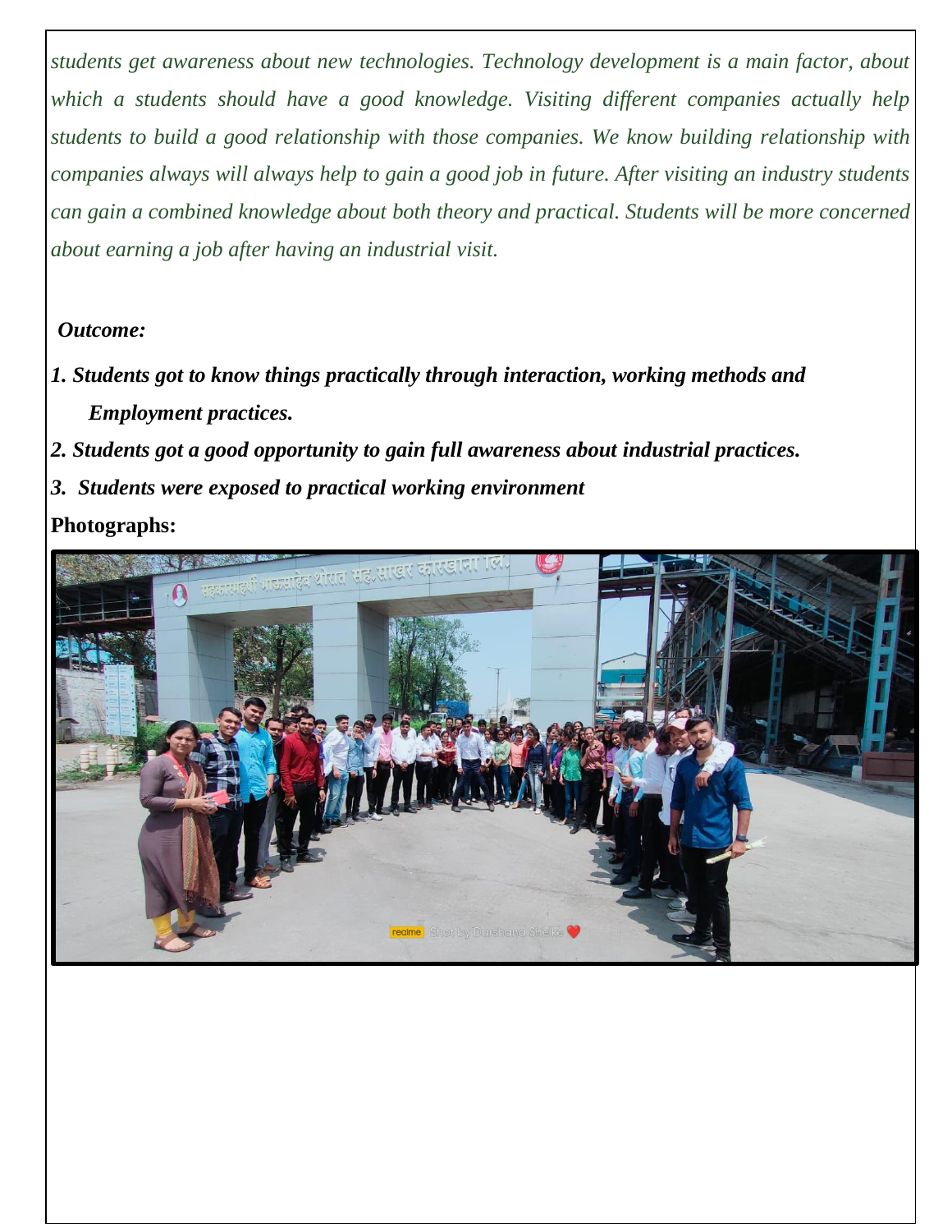*students get awareness about new technologies. Technology development is a main factor, about which a students should have a good knowledge. Visiting different companies actually help students to build a good relationship with those companies. We know building relationship with companies always will always help to gain a good job in future. After visiting an industry students can gain a combined knowledge about both theory and practical. Students will be more concerned about earning a job after having an industrial visit.*

***Outcome:***

***1. Students got to know things practically through interaction, working methods and Employment practices.***

***2. Students got a good opportunity to gain full awareness about industrial practices.***

***3. Students were exposed to practical working environment***

**Photographs:**